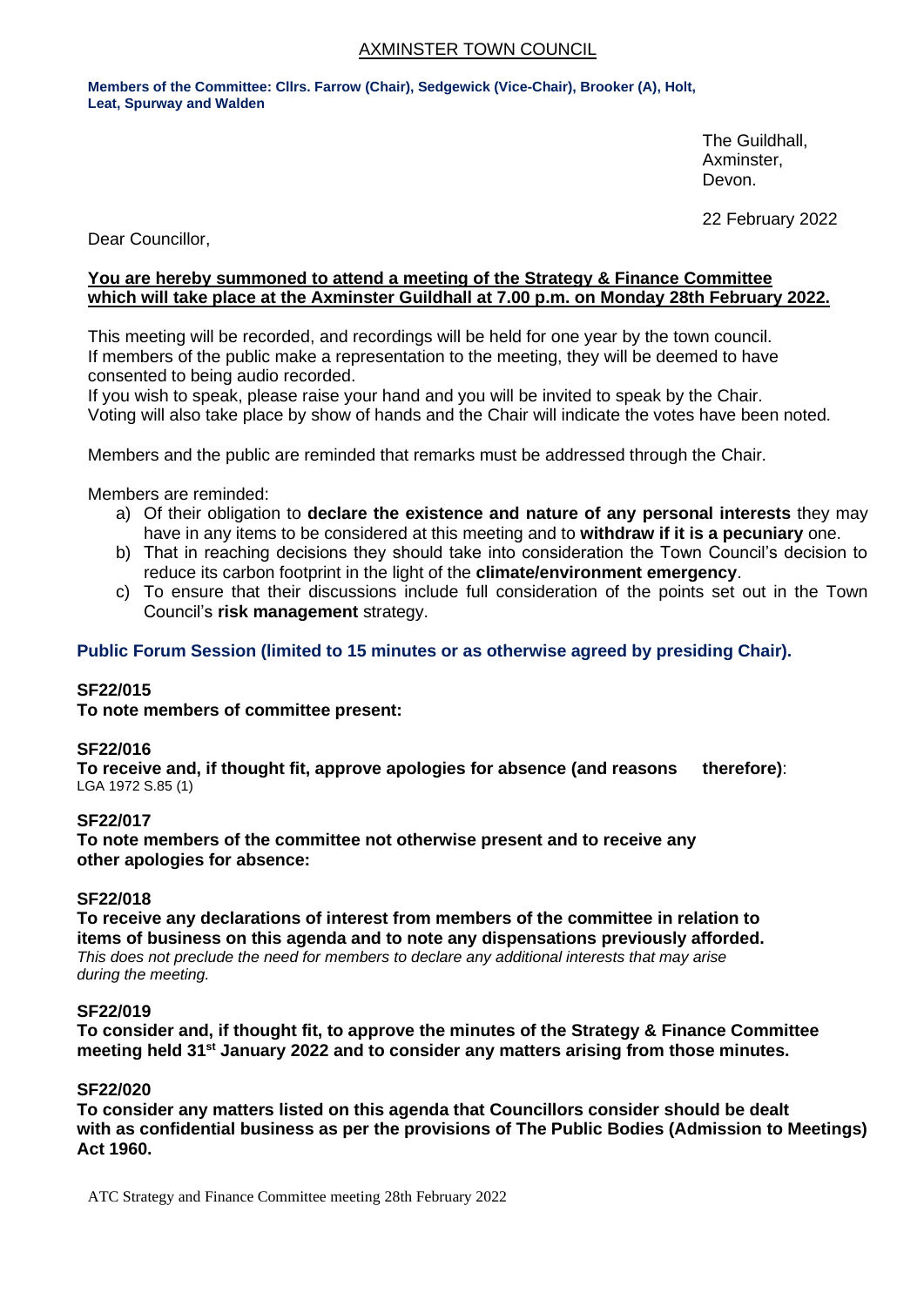# AXMINSTER TOWN COUNCIL

**Members of the Committee: Cllrs. Farrow (Chair), Sedgewick (Vice-Chair), Brooker (A), Holt, Leat, Spurway and Walden**

The Guildhall,
Axminster,
Devon.

22 February 2022

Dear Councillor,

**You are hereby summoned to attend a meeting of the Strategy & Finance Committee which will take place at the Axminster Guildhall at 7.00 p.m. on Monday 28th February 2022.**

This meeting will be recorded, and recordings will be held for one year by the town council. If members of the public make a representation to the meeting, they will be deemed to have consented to being audio recorded.
If you wish to speak, please raise your hand and you will be invited to speak by the Chair. Voting will also take place by show of hands and the Chair will indicate the votes have been noted.

Members and the public are reminded that remarks must be addressed through the Chair.

Members are reminded:

a) Of their obligation to **declare the existence and nature of any personal interests** they may have in any items to be considered at this meeting and to **withdraw if it is a pecuniary** one.
b) That in reaching decisions they should take into consideration the Town Council's decision to reduce its carbon footprint in the light of the **climate/environment emergency**.
c) To ensure that their discussions include full consideration of the points set out in the Town Council's **risk management** strategy.

**Public Forum Session (limited to 15 minutes or as otherwise agreed by presiding Chair).**

**SF22/015**
**To note members of committee present:**

**SF22/016**
**To receive and, if thought fit, approve apologies for absence (and reasons therefore)**:
LGA 1972 S.85 (1)

**SF22/017**
**To note members of the committee not otherwise present and to receive any other apologies for absence:**

**SF22/018**
**To receive any declarations of interest from members of the committee in relation to items of business on this agenda and to note any dispensations previously afforded.**
*This does not preclude the need for members to declare any additional interests that may arise during the meeting.*

**SF22/019**
**To consider and, if thought fit, to approve the minutes of the Strategy & Finance Committee meeting held 31st January 2022 and to consider any matters arising from those minutes.**

**SF22/020**
**To consider any matters listed on this agenda that Councillors consider should be dealt with as confidential business as per the provisions of The Public Bodies (Admission to Meetings) Act 1960.**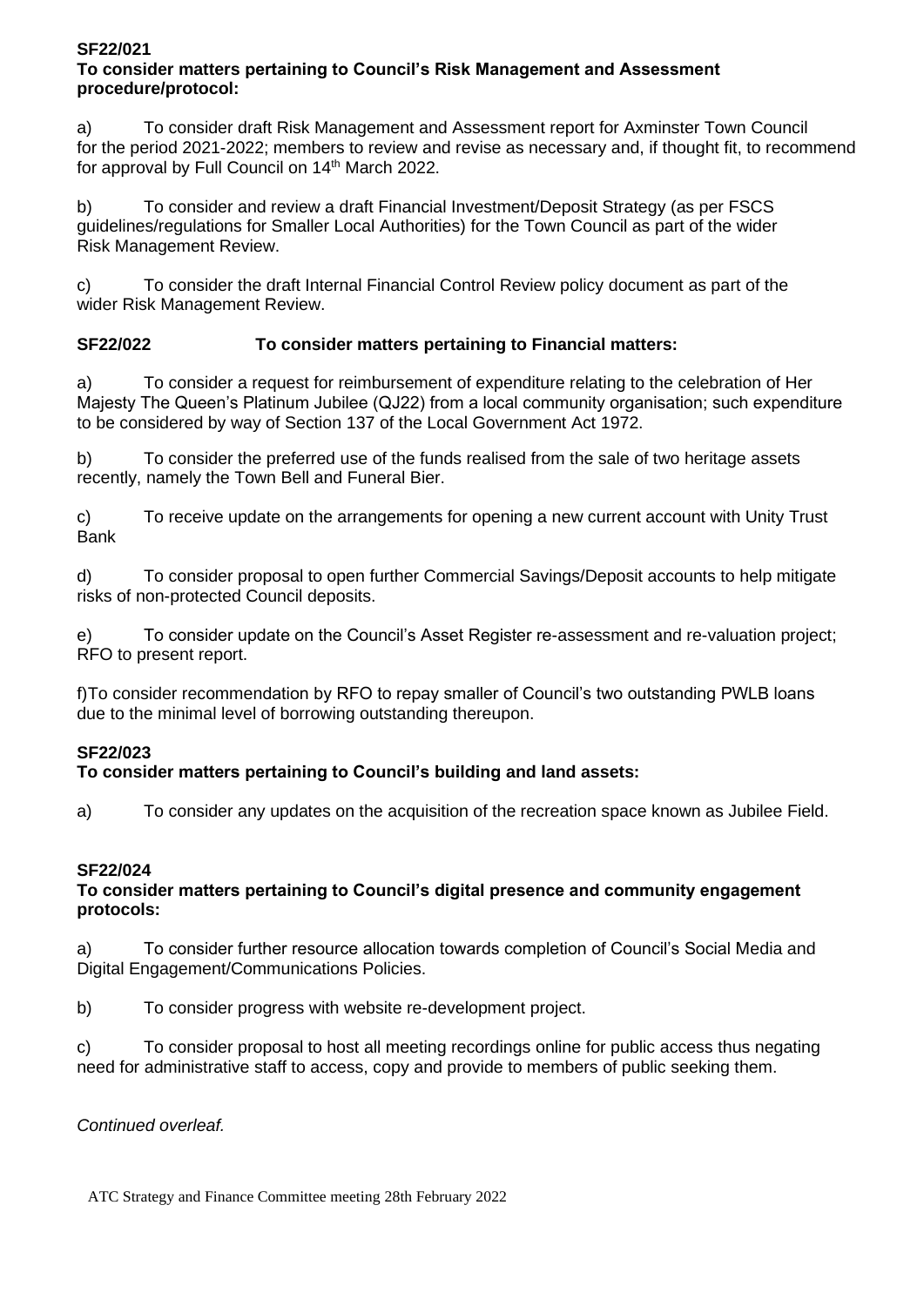**SF22/021**
**To consider matters pertaining to Council's Risk Management and Assessment procedure/protocol:**

a) To consider draft Risk Management and Assessment report for Axminster Town Council for the period 2021-2022; members to review and revise as necessary and, if thought fit, to recommend for approval by Full Council on 14th March 2022.

b) To consider and review a draft Financial Investment/Deposit Strategy (as per FSCS guidelines/regulations for Smaller Local Authorities) for the Town Council as part of the wider Risk Management Review.

c) To consider the draft Internal Financial Control Review policy document as part of the wider Risk Management Review.

**SF22/022 To consider matters pertaining to Financial matters:**

a) To consider a request for reimbursement of expenditure relating to the celebration of Her Majesty The Queen's Platinum Jubilee (QJ22) from a local community organisation; such expenditure to be considered by way of Section 137 of the Local Government Act 1972.

b) To consider the preferred use of the funds realised from the sale of two heritage assets recently, namely the Town Bell and Funeral Bier.

c) To receive update on the arrangements for opening a new current account with Unity Trust Bank

d) To consider proposal to open further Commercial Savings/Deposit accounts to help mitigate risks of non-protected Council deposits.

e) To consider update on the Council's Asset Register re-assessment and re-valuation project; RFO to present report.

f) To consider recommendation by RFO to repay smaller of Council's two outstanding PWLB loans due to the minimal level of borrowing outstanding thereupon.

**SF22/023**
**To consider matters pertaining to Council's building and land assets:**

a) To consider any updates on the acquisition of the recreation space known as Jubilee Field.

**SF22/024**
**To consider matters pertaining to Council's digital presence and community engagement protocols:**

a) To consider further resource allocation towards completion of Council's Social Media and Digital Engagement/Communications Policies.

b) To consider progress with website re-development project.

c) To consider proposal to host all meeting recordings online for public access thus negating need for administrative staff to access, copy and provide to members of public seeking them.

*Continued overleaf.*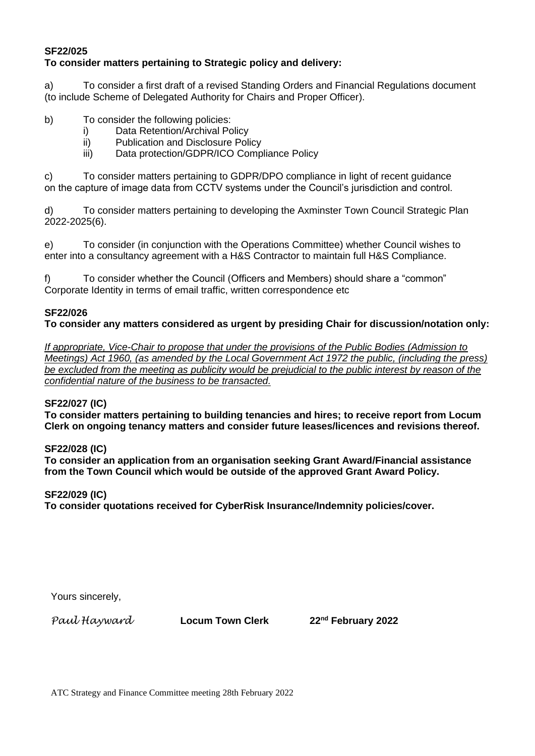**SF22/025**
**To consider matters pertaining to Strategic policy and delivery:**

a) To consider a first draft of a revised Standing Orders and Financial Regulations document (to include Scheme of Delegated Authority for Chairs and Proper Officer).

b) To consider the following policies:
   i) Data Retention/Archival Policy
   ii) Publication and Disclosure Policy
   iii) Data protection/GDPR/ICO Compliance Policy

c) To consider matters pertaining to GDPR/DPO compliance in light of recent guidance on the capture of image data from CCTV systems under the Council's jurisdiction and control.

d) To consider matters pertaining to developing the Axminster Town Council Strategic Plan 2022-2025(6).

e) To consider (in conjunction with the Operations Committee) whether Council wishes to enter into a consultancy agreement with a H&S Contractor to maintain full H&S Compliance.

f) To consider whether the Council (Officers and Members) should share a "common" Corporate Identity in terms of email traffic, written correspondence etc

**SF22/026**
**To consider any matters considered as urgent by presiding Chair for discussion/notation only:**

*If appropriate, Vice-Chair to propose that under the provisions of the Public Bodies (Admission to Meetings) Act 1960, (as amended by the Local Government Act 1972 the public, (including the press) be excluded from the meeting as publicity would be prejudicial to the public interest by reason of the confidential nature of the business to be transacted.*

**SF22/027 (IC)**
**To consider matters pertaining to building tenancies and hires; to receive report from Locum Clerk on ongoing tenancy matters and consider future leases/licences and revisions thereof.**

**SF22/028 (IC)**
**To consider an application from an organisation seeking Grant Award/Financial assistance from the Town Council which would be outside of the approved Grant Award Policy.**

**SF22/029 (IC)**
**To consider quotations received for CyberRisk Insurance/Indemnity policies/cover.**

Yours sincerely,

*Paul Hayward* **Locum Town Clerk** **22nd February 2022**

ATC Strategy and Finance Committee meeting 28th February 2022